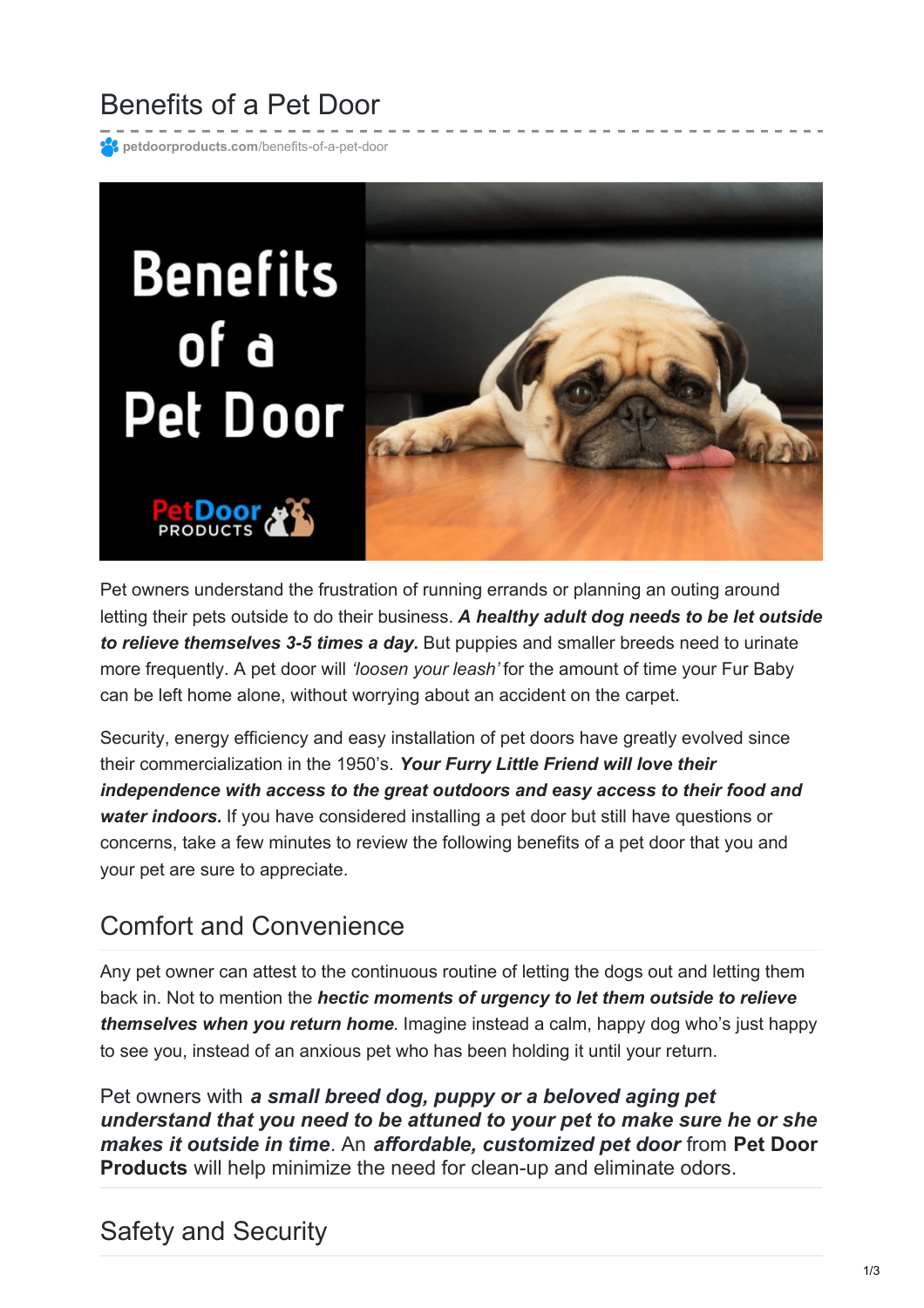# Benefits of a Pet Door

petdoorproducts.com/benefits-of-a-pet-door

Pet owners understand the frustration of running errands or planning an outing around letting their pets outside to do their business. ***A healthy adult dog needs to be let outside to relieve themselves 3-5 times a day.*** But puppies and smaller breeds need to urinate more frequently. A pet door will *'loosen your leash'* for the amount of time your Fur Baby can be left home alone, without worrying about an accident on the carpet.

Security, energy efficiency and easy installation of pet doors have greatly evolved since their commercialization in the 1950's. ***Your Furry Little Friend will love their independence with access to the great outdoors and easy access to their food and water indoors.*** If you have considered installing a pet door but still have questions or concerns, take a few minutes to review the following benefits of a pet door that you and your pet are sure to appreciate.

## Comfort and Convenience

Any pet owner can attest to the continuous routine of letting the dogs out and letting them back in. Not to mention the ***hectic moments of urgency to let them outside to relieve themselves when you return home***. Imagine instead a calm, happy dog who's just happy to see you, instead of an anxious pet who has been holding it until your return.

Pet owners with ***a small breed dog, puppy or a beloved aging pet understand that you need to be attuned to your pet to make sure he or she makes it outside in time***. An ***affordable, customized pet door*** from **Pet Door Products** will help minimize the need for clean-up and eliminate odors.

## Safety and Security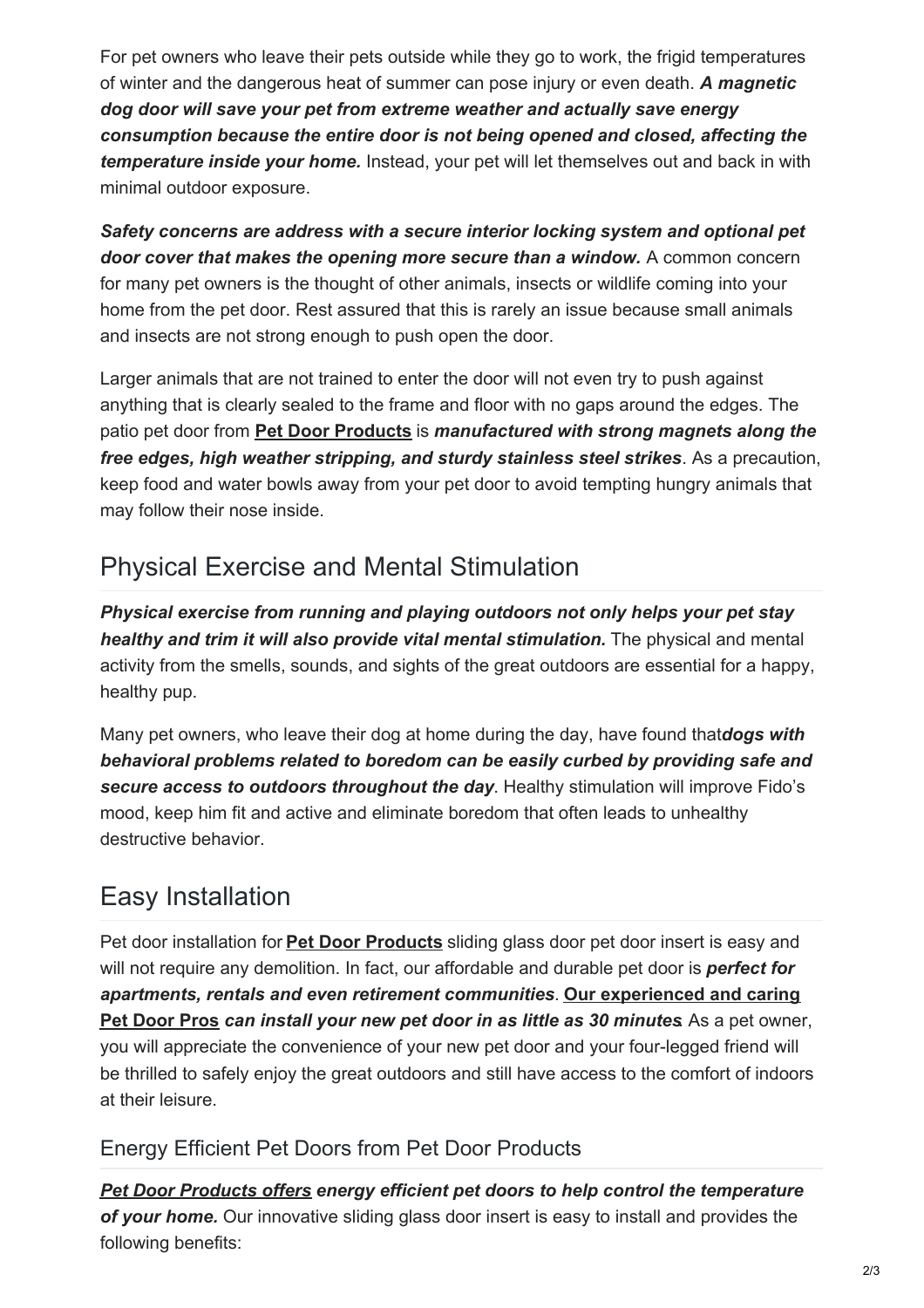For pet owners who leave their pets outside while they go to work, the frigid temperatures of winter and the dangerous heat of summer can pose injury or even death. ***A magnetic dog door will save your pet from extreme weather and actually save energy consumption because the entire door is not being opened and closed, affecting the temperature inside your home.*** Instead, your pet will let themselves out and back in with minimal outdoor exposure.

***Safety concerns are address with a secure interior locking system and optional pet door cover that makes the opening more secure than a window.*** A common concern for many pet owners is the thought of other animals, insects or wildlife coming into your home from the pet door. Rest assured that this is rarely an issue because small animals and insects are not strong enough to push open the door.

Larger animals that are not trained to enter the door will not even try to push against anything that is clearly sealed to the frame and floor with no gaps around the edges. The patio pet door from **Pet Door Products** is ***manufactured with strong magnets along the free edges, high weather stripping, and sturdy stainless steel strikes***. As a precaution, keep food and water bowls away from your pet door to avoid tempting hungry animals that may follow their nose inside.

## Physical Exercise and Mental Stimulation

***Physical exercise from running and playing outdoors not only helps your pet stay healthy and trim it will also provide vital mental stimulation.*** The physical and mental activity from the smells, sounds, and sights of the great outdoors are essential for a happy, healthy pup.

Many pet owners, who leave their dog at home during the day, have found that***dogs with behavioral problems related to boredom can be easily curbed by providing safe and secure access to outdoors throughout the day***. Healthy stimulation will improve Fido's mood, keep him fit and active and eliminate boredom that often leads to unhealthy destructive behavior.

## Easy Installation

Pet door installation for **Pet Door Products** sliding glass door pet door insert is easy and will not require any demolition. In fact, our affordable and durable pet door is ***perfect for apartments, rentals and even retirement communities***. **Our experienced and caring Pet Door Pros** ***can install your new pet door in as little as 30 minutes***. As a pet owner, you will appreciate the convenience of your new pet door and your four-legged friend will be thrilled to safely enjoy the great outdoors and still have access to the comfort of indoors at their leisure.

### Energy Efficient Pet Doors from Pet Door Products

***Pet Door Products offers energy efficient pet doors to help control the temperature of your home.*** Our innovative sliding glass door insert is easy to install and provides the following benefits: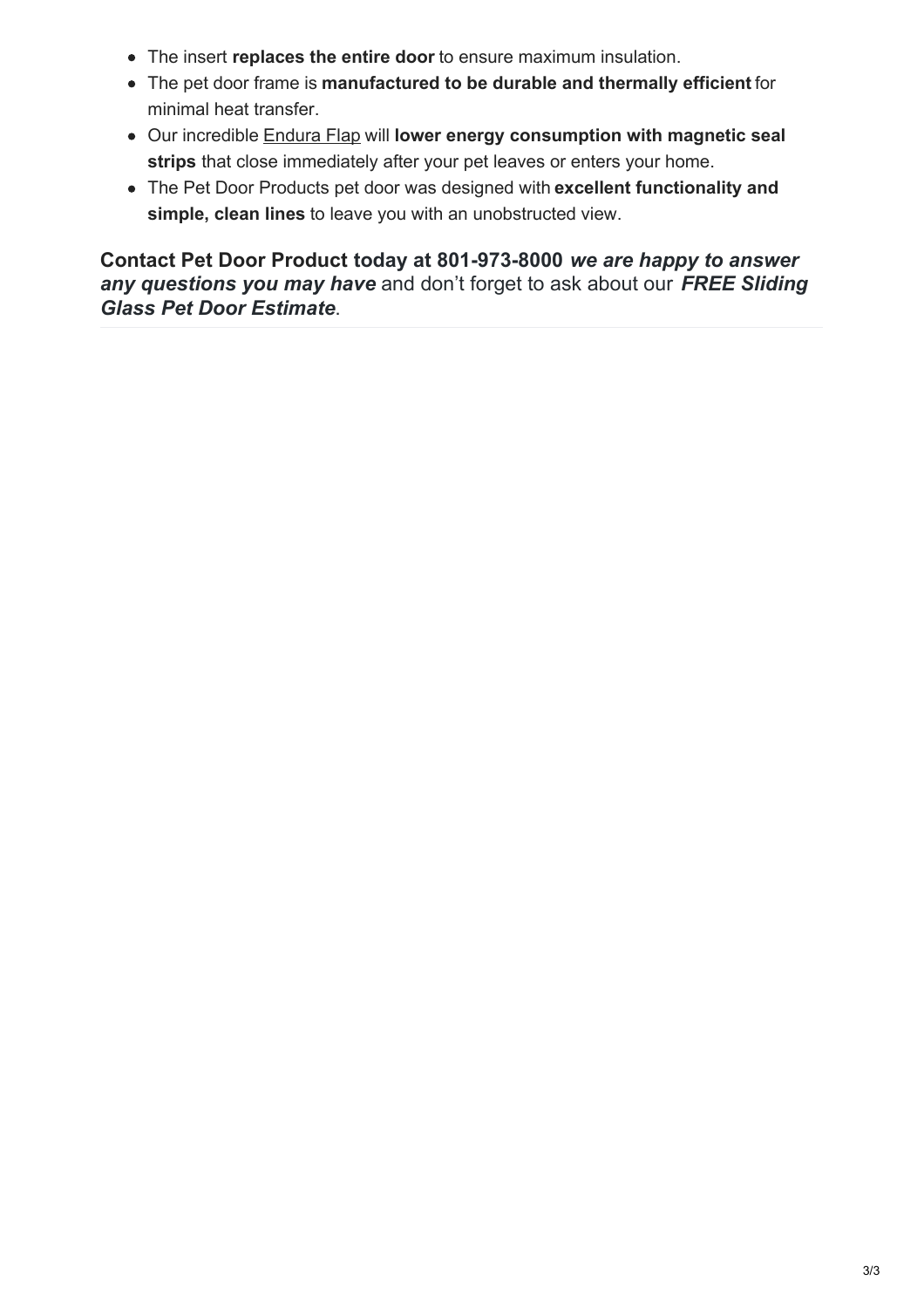- The insert **replaces the entire door** to ensure maximum insulation.
- The pet door frame is **manufactured to be durable and thermally efficient** for minimal heat transfer.
- Our incredible Endura Flap will **lower energy consumption with magnetic seal strips** that close immediately after your pet leaves or enters your home.
- The Pet Door Products pet door was designed with **excellent functionality and simple, clean lines** to leave you with an unobstructed view.

**Contact Pet Door Product today at 801-973-8000** ***we are happy to answer any questions you may have*** **and don't forget to ask about our** ***FREE Sliding Glass Pet Door Estimate*****.**